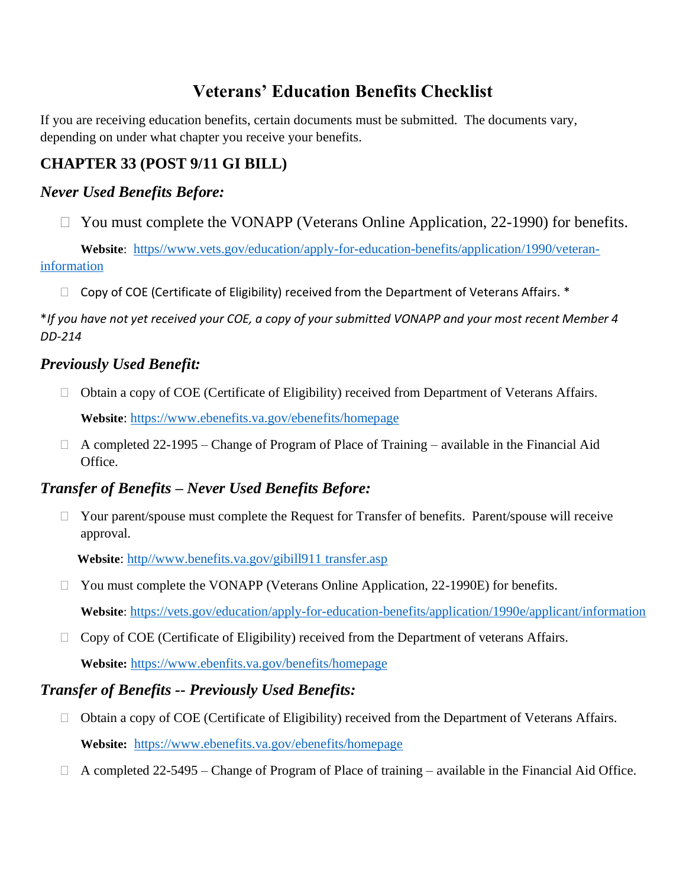# Veterans' Education Benefits Checklist

If you are receiving education benefits, certain documents must be submitted. The documents vary, depending on under what chapter you receive your benefits.

## CHAPTER 33 (POST 9/11 GI BILL)

### *Never Used Benefits Before:*

- ☐ You must complete the VONAPP (Veterans Online Application, 22-1990) for benefits.

  **Website**: [https//www.vets.gov/education/apply-for-education-benefits/application/1990/veteran-information](https//www.vets.gov/education/apply-for-education-benefits/application/1990/veteran-information)

- ☐ Copy of COE (Certificate of Eligibility) received from the Department of Veterans Affairs. *

*\*If you have not yet received your COE, a copy of your submitted VONAPP and your most recent Member 4 DD-214*

### *Previously Used Benefit:*

- ☐ Obtain a copy of COE (Certificate of Eligibility) received from Department of Veterans Affairs.

  **Website**: [https://www.ebenefits.va.gov/ebenefits/homepage](https://www.ebenefits.va.gov/ebenefits/homepage)

- ☐ A completed 22-1995 – Change of Program of Place of Training – available in the Financial Aid Office.

### *Transfer of Benefits – Never Used Benefits Before:*

- ☐ Your parent/spouse must complete the Request for Transfer of benefits. Parent/spouse will receive approval.

  **Website**: [http//www.benefits.va.gov/gibill911 transfer.asp](http//www.benefits.va.gov/gibill911 transfer.asp)

- ☐ You must complete the VONAPP (Veterans Online Application, 22-1990E) for benefits.

  **Website**: [https://vets.gov/education/apply-for-education-benefits/application/1990e/applicant/information](https://vets.gov/education/apply-for-education-benefits/application/1990e/applicant/information)

- ☐ Copy of COE (Certificate of Eligibility) received from the Department of veterans Affairs.

  **Website:** [https://www.ebenfits.va.gov/benefits/homepage](https://www.ebenfits.va.gov/benefits/homepage)

### *Transfer of Benefits -- Previously Used Benefits:*

- ☐ Obtain a copy of COE (Certificate of Eligibility) received from the Department of Veterans Affairs.

  **Website:** [https://www.ebenefits.va.gov/ebenefits/homepage](https://www.ebenefits.va.gov/ebenefits/homepage)

- ☐ A completed 22-5495 – Change of Program of Place of training – available in the Financial Aid Office.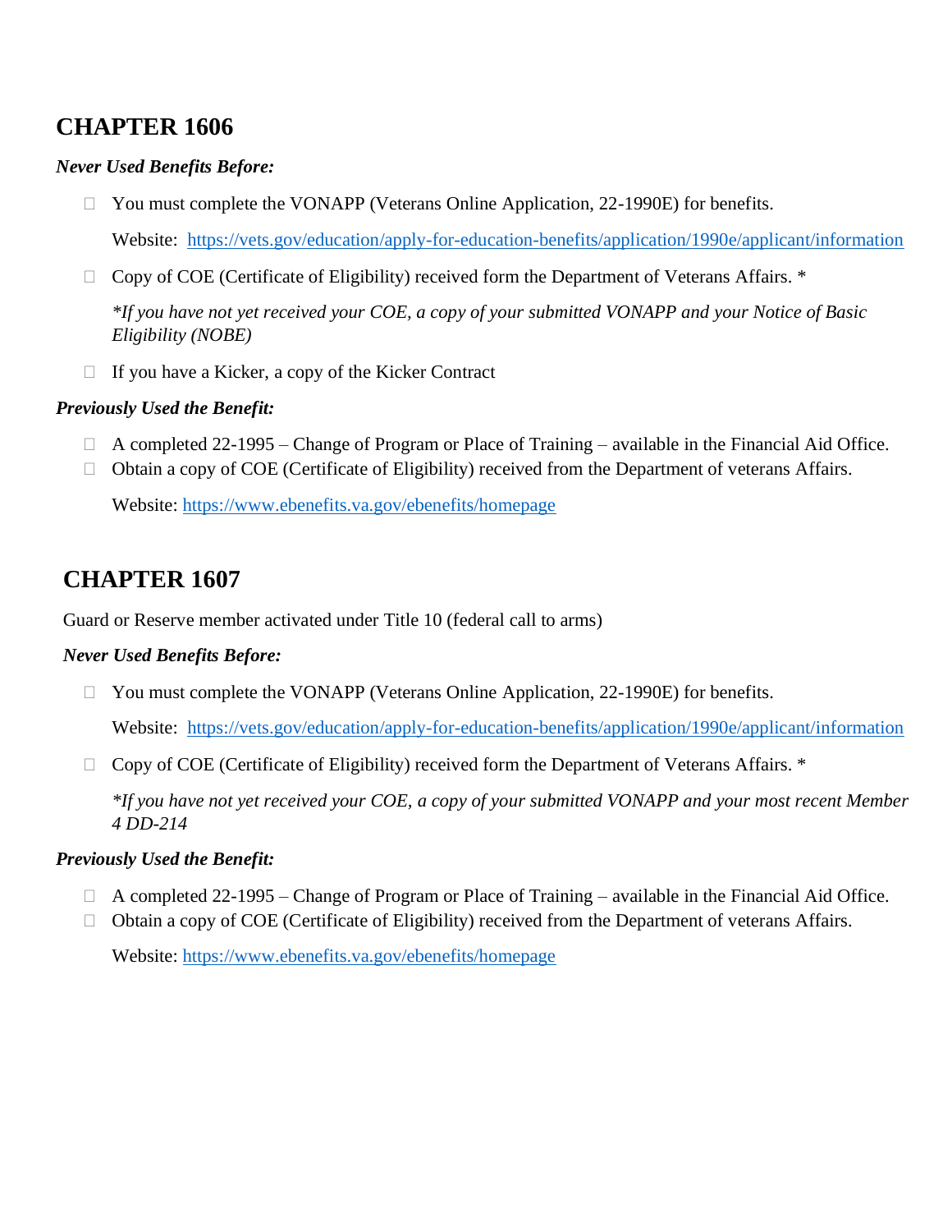## CHAPTER 1606

***Never Used Benefits Before:***

- You must complete the VONAPP (Veterans Online Application, 22-1990E) for benefits.

  Website: https://vets.gov/education/apply-for-education-benefits/application/1990e/applicant/information

- Copy of COE (Certificate of Eligibility) received form the Department of Veterans Affairs. *

  *\*If you have not yet received your COE, a copy of your submitted VONAPP and your Notice of Basic Eligibility (NOBE)*

- If you have a Kicker, a copy of the Kicker Contract

***Previously Used the Benefit:***

- A completed 22-1995 – Change of Program or Place of Training – available in the Financial Aid Office.
- Obtain a copy of COE (Certificate of Eligibility) received from the Department of veterans Affairs.

  Website: https://www.ebenefits.va.gov/ebenefits/homepage

## CHAPTER 1607

Guard or Reserve member activated under Title 10 (federal call to arms)

***Never Used Benefits Before:***

- You must complete the VONAPP (Veterans Online Application, 22-1990E) for benefits.

  Website: https://vets.gov/education/apply-for-education-benefits/application/1990e/applicant/information

- Copy of COE (Certificate of Eligibility) received form the Department of Veterans Affairs. *

  *\*If you have not yet received your COE, a copy of your submitted VONAPP and your most recent Member 4 DD-214*

***Previously Used the Benefit:***

- A completed 22-1995 – Change of Program or Place of Training – available in the Financial Aid Office.
- Obtain a copy of COE (Certificate of Eligibility) received from the Department of veterans Affairs.

  Website: https://www.ebenefits.va.gov/ebenefits/homepage